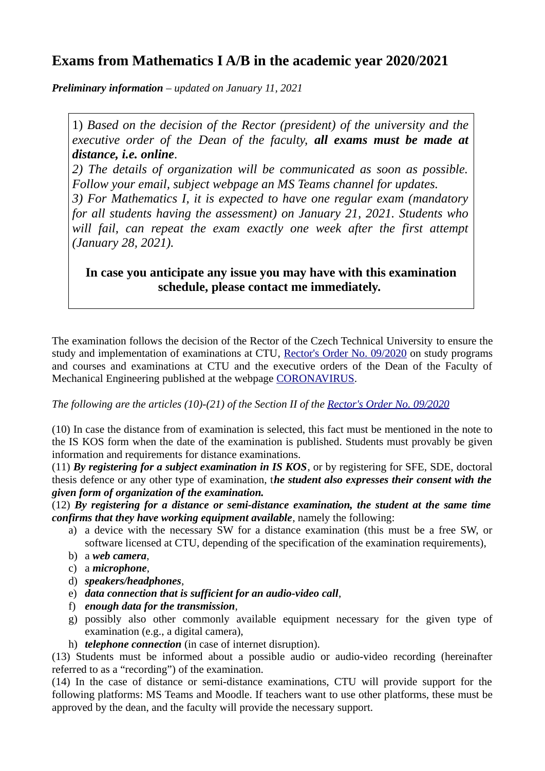# Exams from Mathematics I A/B in the academic year 2020/2021

***Preliminary information*** *– updated on January 11, 2021*

1) *Based on the decision of the Rector (president) of the university and the executive order of the Dean of the faculty,* ***all exams must be made at distance, i.e. online****.*
*2) The details of organization will be communicated as soon as possible. Follow your email, subject webpage an MS Teams channel for updates.*
*3) For Mathematics I, it is expected to have one regular exam (mandatory for all students having the assessment) on January 21, 2021. Students who will fail, can repeat the exam exactly one week after the first attempt (January 28, 2021).*

**In case you anticipate any issue you may have with this examination schedule, please contact me immediately.**

The examination follows the decision of the Rector of the Czech Technical University to ensure the study and implementation of examinations at CTU, [Rector's Order No. 09/2020] on study programs and courses and examinations at CTU and the executive orders of the Dean of the Faculty of Mechanical Engineering published at the webpage [CORONAVIRUS].

*The following are the articles (10)-(21) of the Section II of the [Rector's Order No. 09/2020]*

(10) In case the distance from of examination is selected, this fact must be mentioned in the note to the IS KOS form when the date of the examination is published. Students must provably be given information and requirements for distance examinations.
(11) ***By registering for a subject examination in IS KOS***, or by registering for SFE, SDE, doctoral thesis defence or any other type of examination, t***he student also expresses their consent with the given form of organization of the examination.***
(12) ***By registering for a distance or semi-distance examination, the student at the same time confirms that they have working equipment available***, namely the following:

a) a device with the necessary SW for a distance examination (this must be a free SW, or software licensed at CTU, depending of the specification of the examination requirements),
b) a ***web camera***,
c) a ***microphone***,
d) ***speakers/headphones***,
e) ***data connection that is sufficient for an audio-video call***,
f) ***enough data for the transmission***,
g) possibly also other commonly available equipment necessary for the given type of examination (e.g., a digital camera),
h) ***telephone connection*** (in case of internet disruption).

(13) Students must be informed about a possible audio or audio-video recording (hereinafter referred to as a "recording") of the examination.
(14) In the case of distance or semi-distance examinations, CTU will provide support for the following platforms: MS Teams and Moodle. If teachers want to use other platforms, these must be approved by the dean, and the faculty will provide the necessary support.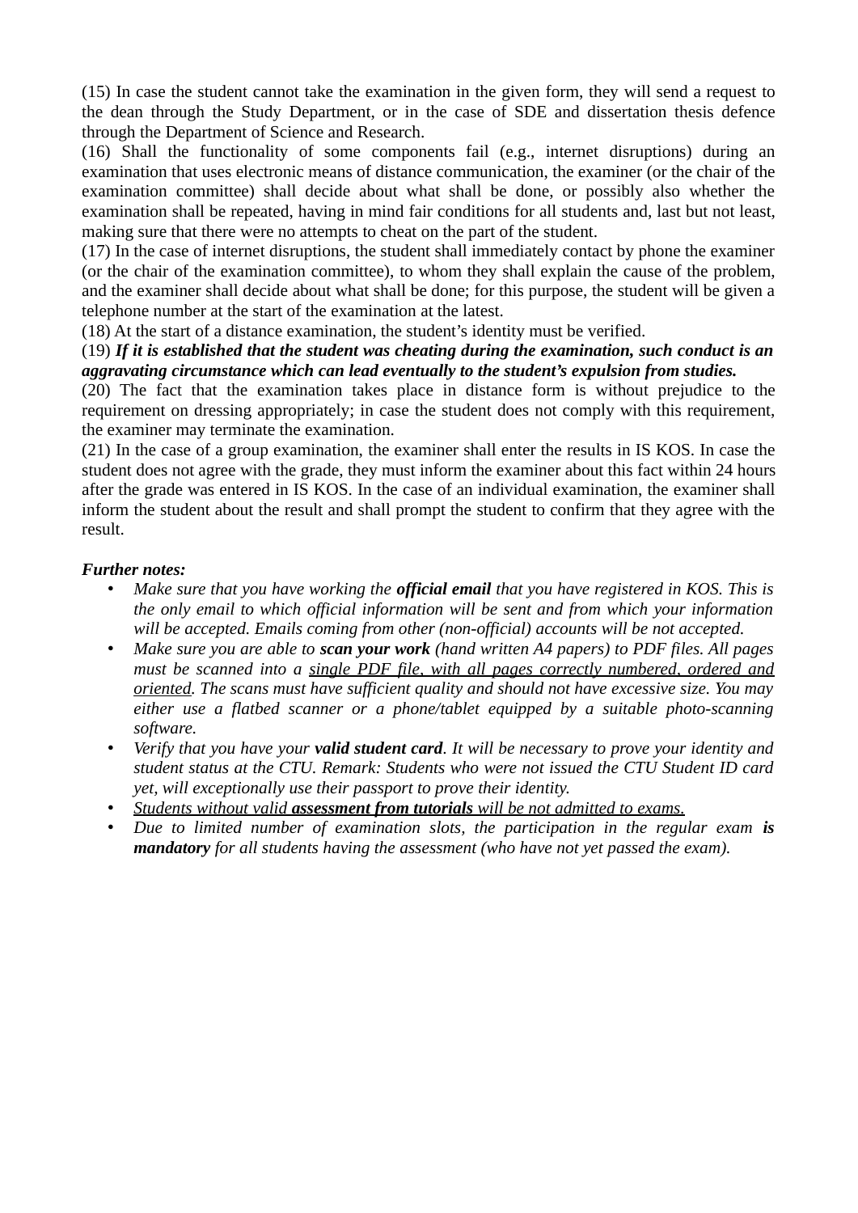(15) In case the student cannot take the examination in the given form, they will send a request to the dean through the Study Department, or in the case of SDE and dissertation thesis defence through the Department of Science and Research.

(16) Shall the functionality of some components fail (e.g., internet disruptions) during an examination that uses electronic means of distance communication, the examiner (or the chair of the examination committee) shall decide about what shall be done, or possibly also whether the examination shall be repeated, having in mind fair conditions for all students and, last but not least, making sure that there were no attempts to cheat on the part of the student.

(17) In the case of internet disruptions, the student shall immediately contact by phone the examiner (or the chair of the examination committee), to whom they shall explain the cause of the problem, and the examiner shall decide about what shall be done; for this purpose, the student will be given a telephone number at the start of the examination at the latest.

(18) At the start of a distance examination, the student's identity must be verified.

(19) ***If it is established that the student was cheating during the examination, such conduct is an aggravating circumstance which can lead eventually to the student's expulsion from studies.***

(20) The fact that the examination takes place in distance form is without prejudice to the requirement on dressing appropriately; in case the student does not comply with this requirement, the examiner may terminate the examination.

(21) In the case of a group examination, the examiner shall enter the results in IS KOS. In case the student does not agree with the grade, they must inform the examiner about this fact within 24 hours after the grade was entered in IS KOS. In the case of an individual examination, the examiner shall inform the student about the result and shall prompt the student to confirm that they agree with the result.

***Further notes:***

- *Make sure that you have working the **official email** that you have registered in KOS. This is the only email to which official information will be sent and from which your information will be accepted. Emails coming from other (non-official) accounts will be not accepted.*
- *Make sure you are able to **scan your work** (hand written A4 papers) to PDF files. All pages must be scanned into a <u>single PDF file, with all pages correctly numbered, ordered and oriented</u>. The scans must have sufficient quality and should not have excessive size. You may either use a flatbed scanner or a phone/tablet equipped by a suitable photo-scanning software.*
- *Verify that you have your **valid student card**. It will be necessary to prove your identity and student status at the CTU. Remark: Students who were not issued the CTU Student ID card yet, will exceptionally use their passport to prove their identity.*
- *<u>Students without valid **assessment from tutorials** will be not admitted to exams.</u>*
- *Due to limited number of examination slots, the participation in the regular exam **is mandatory** for all students having the assessment (who have not yet passed the exam).*